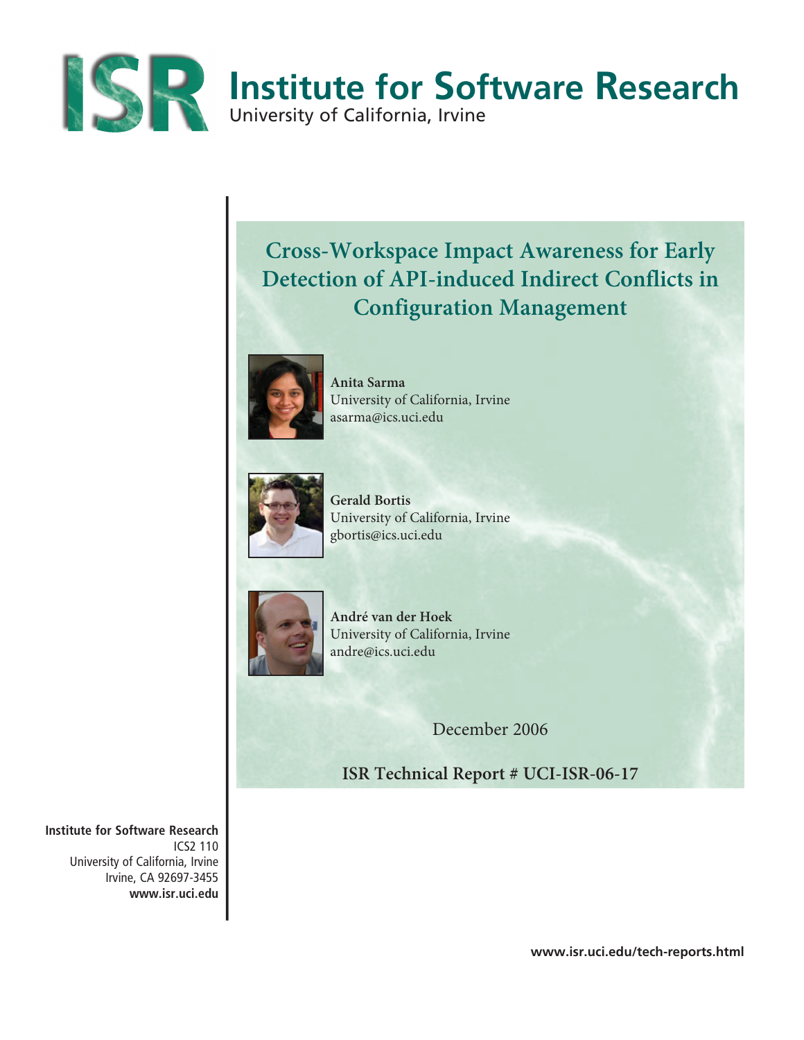# Institute for Software Research

University of California, Irvine

## Cross-Workspace Impact Awareness for Early Detection of API-induced Indirect Conflicts in Configuration Management

**Anita Sarma**
University of California, Irvine
asarma@ics.uci.edu

**Gerald Bortis**
University of California, Irvine
gbortis@ics.uci.edu

**André van der Hoek**
University of California, Irvine
andre@ics.uci.edu

December 2006

**ISR Technical Report # UCI-ISR-06-17**

**Institute for Software Research**
ICS2 110
University of California, Irvine
Irvine, CA 92697-3455
**www.isr.uci.edu**

**www.isr.uci.edu/tech-reports.html**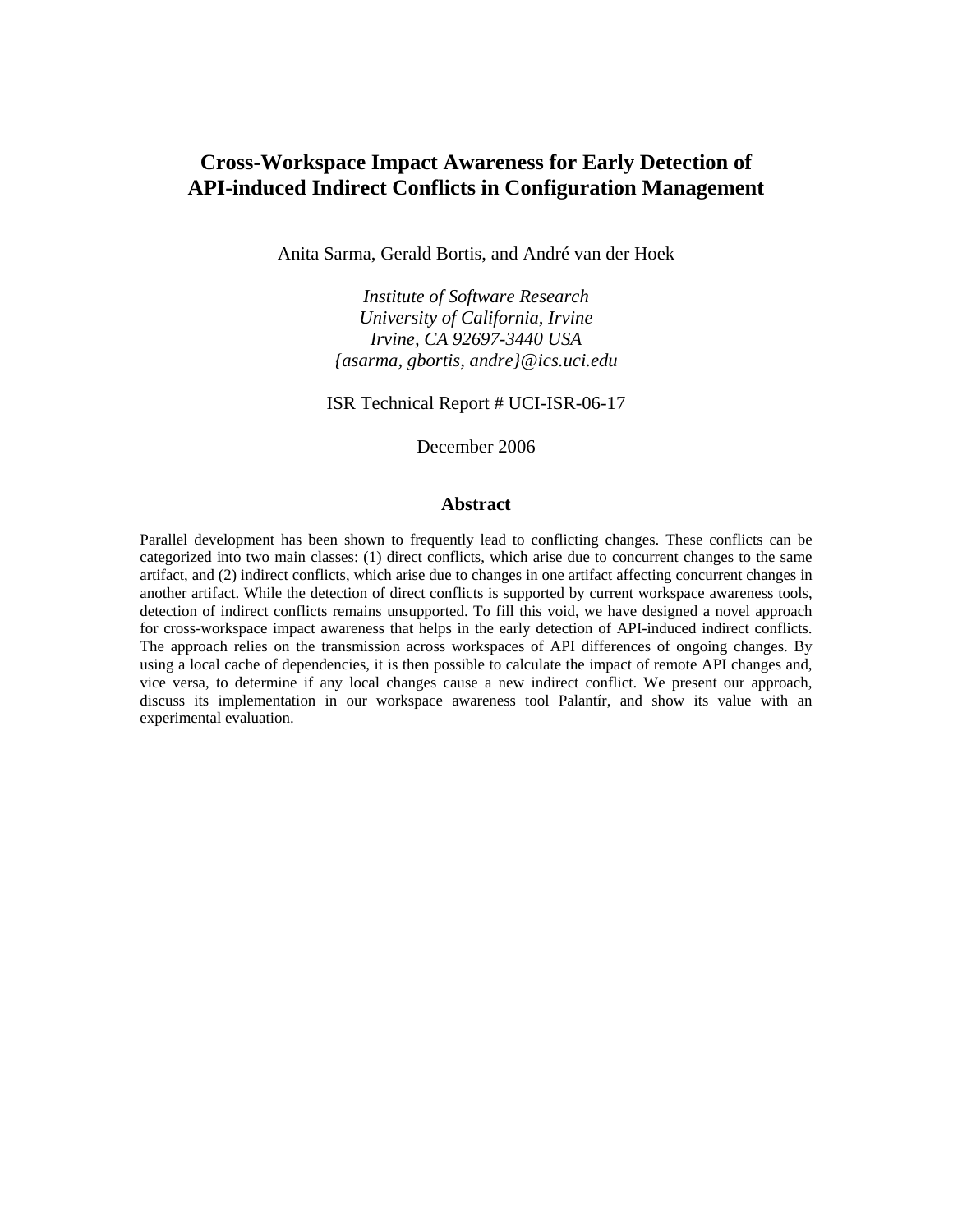# Cross-Workspace Impact Awareness for Early Detection of API-induced Indirect Conflicts in Configuration Management

Anita Sarma, Gerald Bortis, and André van der Hoek

*Institute of Software Research*
*University of California, Irvine*
*Irvine, CA 92697-3440 USA*
*{asarma, gbortis, andre}@ics.uci.edu*

ISR Technical Report # UCI-ISR-06-17

December 2006

## Abstract

Parallel development has been shown to frequently lead to conflicting changes. These conflicts can be categorized into two main classes: (1) direct conflicts, which arise due to concurrent changes to the same artifact, and (2) indirect conflicts, which arise due to changes in one artifact affecting concurrent changes in another artifact. While the detection of direct conflicts is supported by current workspace awareness tools, detection of indirect conflicts remains unsupported. To fill this void, we have designed a novel approach for cross-workspace impact awareness that helps in the early detection of API-induced indirect conflicts. The approach relies on the transmission across workspaces of API differences of ongoing changes. By using a local cache of dependencies, it is then possible to calculate the impact of remote API changes and, vice versa, to determine if any local changes cause a new indirect conflict. We present our approach, discuss its implementation in our workspace awareness tool Palantír, and show its value with an experimental evaluation.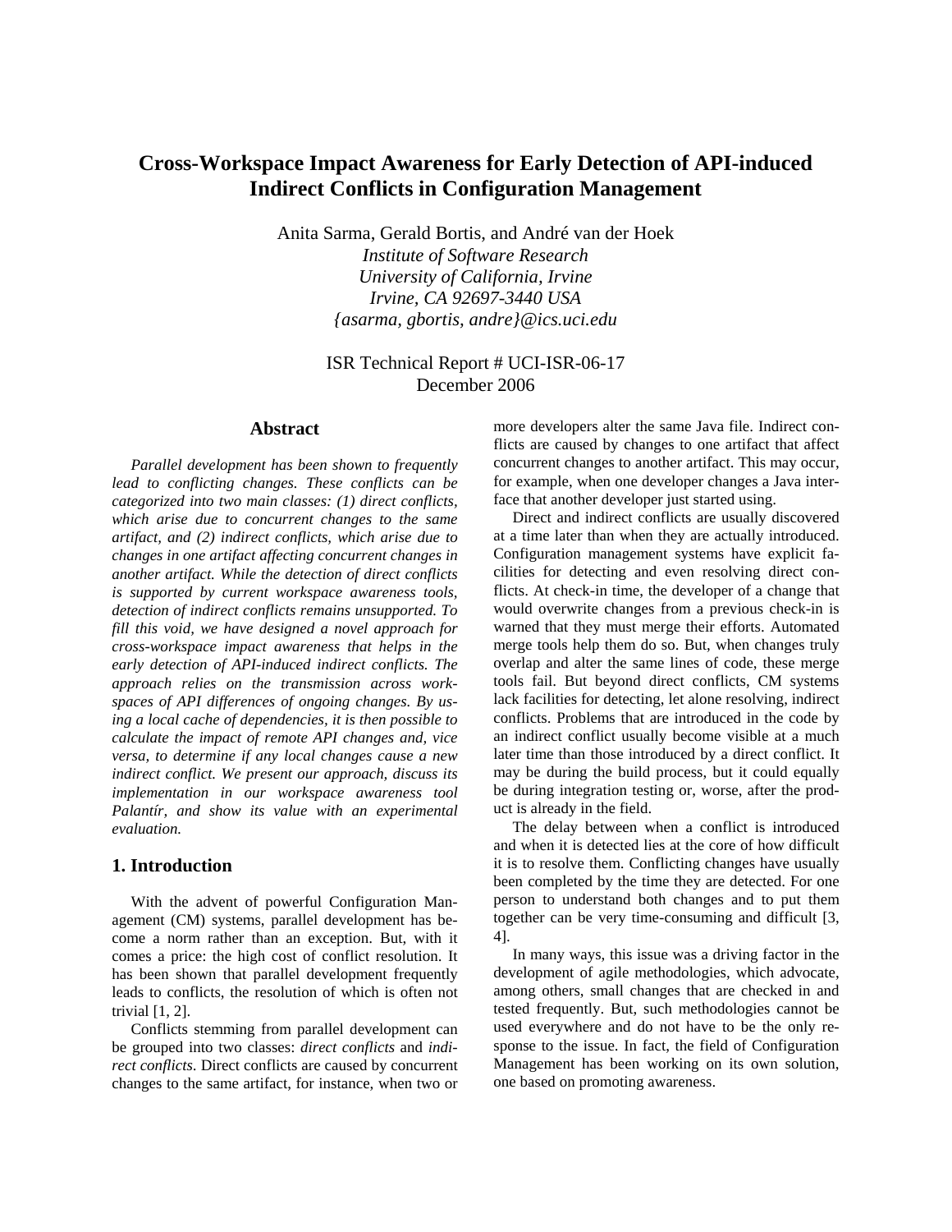# Cross-Workspace Impact Awareness for Early Detection of API-induced Indirect Conflicts in Configuration Management

Anita Sarma, Gerald Bortis, and André van der Hoek
*Institute of Software Research*
*University of California, Irvine*
*Irvine, CA 92697-3440 USA*
*{asarma, gbortis, andre}@ics.uci.edu*

ISR Technical Report # UCI-ISR-06-17
December 2006

## Abstract

*Parallel development has been shown to frequently lead to conflicting changes. These conflicts can be categorized into two main classes: (1) direct conflicts, which arise due to concurrent changes to the same artifact, and (2) indirect conflicts, which arise due to changes in one artifact affecting concurrent changes in another artifact. While the detection of direct conflicts is supported by current workspace awareness tools, detection of indirect conflicts remains unsupported. To fill this void, we have designed a novel approach for cross-workspace impact awareness that helps in the early detection of API-induced indirect conflicts. The approach relies on the transmission across workspaces of API differences of ongoing changes. By using a local cache of dependencies, it is then possible to calculate the impact of remote API changes and, vice versa, to determine if any local changes cause a new indirect conflict. We present our approach, discuss its implementation in our workspace awareness tool Palantír, and show its value with an experimental evaluation.*

## 1. Introduction

With the advent of powerful Configuration Management (CM) systems, parallel development has become a norm rather than an exception. But, with it comes a price: the high cost of conflict resolution. It has been shown that parallel development frequently leads to conflicts, the resolution of which is often not trivial [1, 2].

Conflicts stemming from parallel development can be grouped into two classes: *direct conflicts* and *indirect conflicts*. Direct conflicts are caused by concurrent changes to the same artifact, for instance, when two or more developers alter the same Java file. Indirect conflicts are caused by changes to one artifact that affect concurrent changes to another artifact. This may occur, for example, when one developer changes a Java interface that another developer just started using.

Direct and indirect conflicts are usually discovered at a time later than when they are actually introduced. Configuration management systems have explicit facilities for detecting and even resolving direct conflicts. At check-in time, the developer of a change that would overwrite changes from a previous check-in is warned that they must merge their efforts. Automated merge tools help them do so. But, when changes truly overlap and alter the same lines of code, these merge tools fail. But beyond direct conflicts, CM systems lack facilities for detecting, let alone resolving, indirect conflicts. Problems that are introduced in the code by an indirect conflict usually become visible at a much later time than those introduced by a direct conflict. It may be during the build process, but it could equally be during integration testing or, worse, after the product is already in the field.

The delay between when a conflict is introduced and when it is detected lies at the core of how difficult it is to resolve them. Conflicting changes have usually been completed by the time they are detected. For one person to understand both changes and to put them together can be very time-consuming and difficult [3, 4].

In many ways, this issue was a driving factor in the development of agile methodologies, which advocate, among others, small changes that are checked in and tested frequently. But, such methodologies cannot be used everywhere and do not have to be the only response to the issue. In fact, the field of Configuration Management has been working on its own solution, one based on promoting awareness.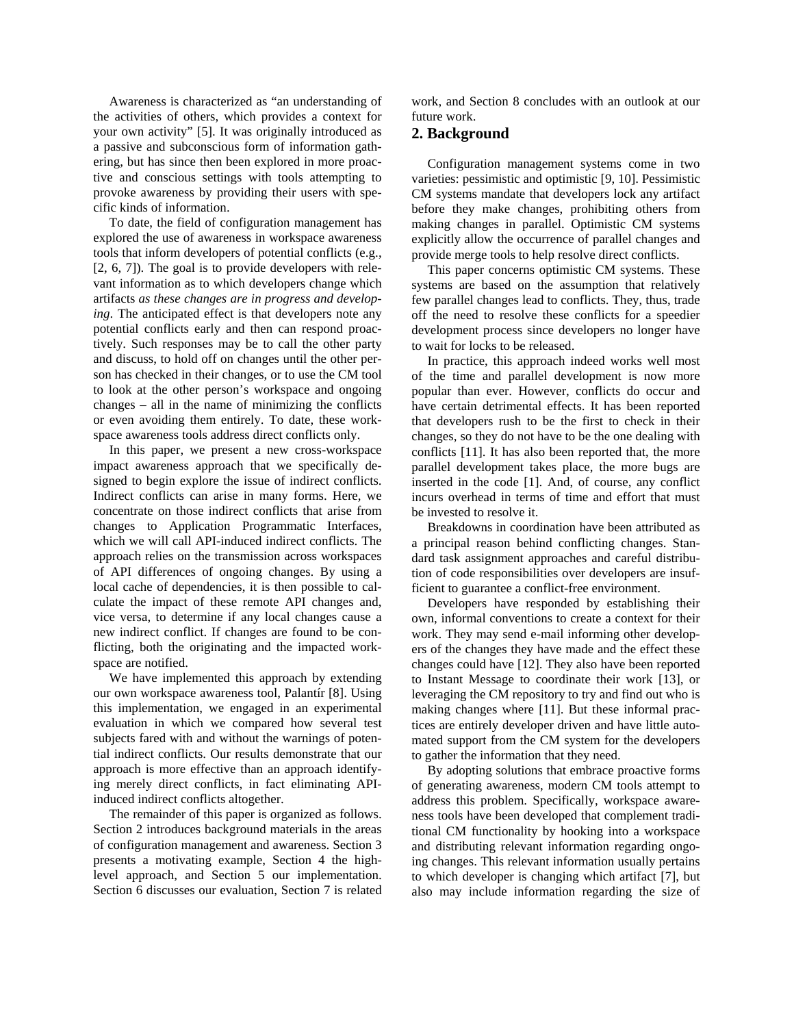Awareness is characterized as "an understanding of the activities of others, which provides a context for your own activity" [5]. It was originally introduced as a passive and subconscious form of information gathering, but has since then been explored in more proactive and conscious settings with tools attempting to provoke awareness by providing their users with specific kinds of information.

To date, the field of configuration management has explored the use of awareness in workspace awareness tools that inform developers of potential conflicts (e.g., [2, 6, 7]). The goal is to provide developers with relevant information as to which developers change which artifacts *as these changes are in progress and developing*. The anticipated effect is that developers note any potential conflicts early and then can respond proactively. Such responses may be to call the other party and discuss, to hold off on changes until the other person has checked in their changes, or to use the CM tool to look at the other person's workspace and ongoing changes – all in the name of minimizing the conflicts or even avoiding them entirely. To date, these workspace awareness tools address direct conflicts only.

In this paper, we present a new cross-workspace impact awareness approach that we specifically designed to begin explore the issue of indirect conflicts. Indirect conflicts can arise in many forms. Here, we concentrate on those indirect conflicts that arise from changes to Application Programmatic Interfaces, which we will call API-induced indirect conflicts. The approach relies on the transmission across workspaces of API differences of ongoing changes. By using a local cache of dependencies, it is then possible to calculate the impact of these remote API changes and, vice versa, to determine if any local changes cause a new indirect conflict. If changes are found to be conflicting, both the originating and the impacted workspace are notified.

We have implemented this approach by extending our own workspace awareness tool, Palantír [8]. Using this implementation, we engaged in an experimental evaluation in which we compared how several test subjects fared with and without the warnings of potential indirect conflicts. Our results demonstrate that our approach is more effective than an approach identifying merely direct conflicts, in fact eliminating API-induced indirect conflicts altogether.

The remainder of this paper is organized as follows. Section 2 introduces background materials in the areas of configuration management and awareness. Section 3 presents a motivating example, Section 4 the high-level approach, and Section 5 our implementation. Section 6 discusses our evaluation, Section 7 is related work, and Section 8 concludes with an outlook at our future work.

## 2. Background

Configuration management systems come in two varieties: pessimistic and optimistic [9, 10]. Pessimistic CM systems mandate that developers lock any artifact before they make changes, prohibiting others from making changes in parallel. Optimistic CM systems explicitly allow the occurrence of parallel changes and provide merge tools to help resolve direct conflicts.

This paper concerns optimistic CM systems. These systems are based on the assumption that relatively few parallel changes lead to conflicts. They, thus, trade off the need to resolve these conflicts for a speedier development process since developers no longer have to wait for locks to be released.

In practice, this approach indeed works well most of the time and parallel development is now more popular than ever. However, conflicts do occur and have certain detrimental effects. It has been reported that developers rush to be the first to check in their changes, so they do not have to be the one dealing with conflicts [11]. It has also been reported that, the more parallel development takes place, the more bugs are inserted in the code [1]. And, of course, any conflict incurs overhead in terms of time and effort that must be invested to resolve it.

Breakdowns in coordination have been attributed as a principal reason behind conflicting changes. Standard task assignment approaches and careful distribution of code responsibilities over developers are insufficient to guarantee a conflict-free environment.

Developers have responded by establishing their own, informal conventions to create a context for their work. They may send e-mail informing other developers of the changes they have made and the effect these changes could have [12]. They also have been reported to Instant Message to coordinate their work [13], or leveraging the CM repository to try and find out who is making changes where [11]. But these informal practices are entirely developer driven and have little automated support from the CM system for the developers to gather the information that they need.

By adopting solutions that embrace proactive forms of generating awareness, modern CM tools attempt to address this problem. Specifically, workspace awareness tools have been developed that complement traditional CM functionality by hooking into a workspace and distributing relevant information regarding ongoing changes. This relevant information usually pertains to which developer is changing which artifact [7], but also may include information regarding the size of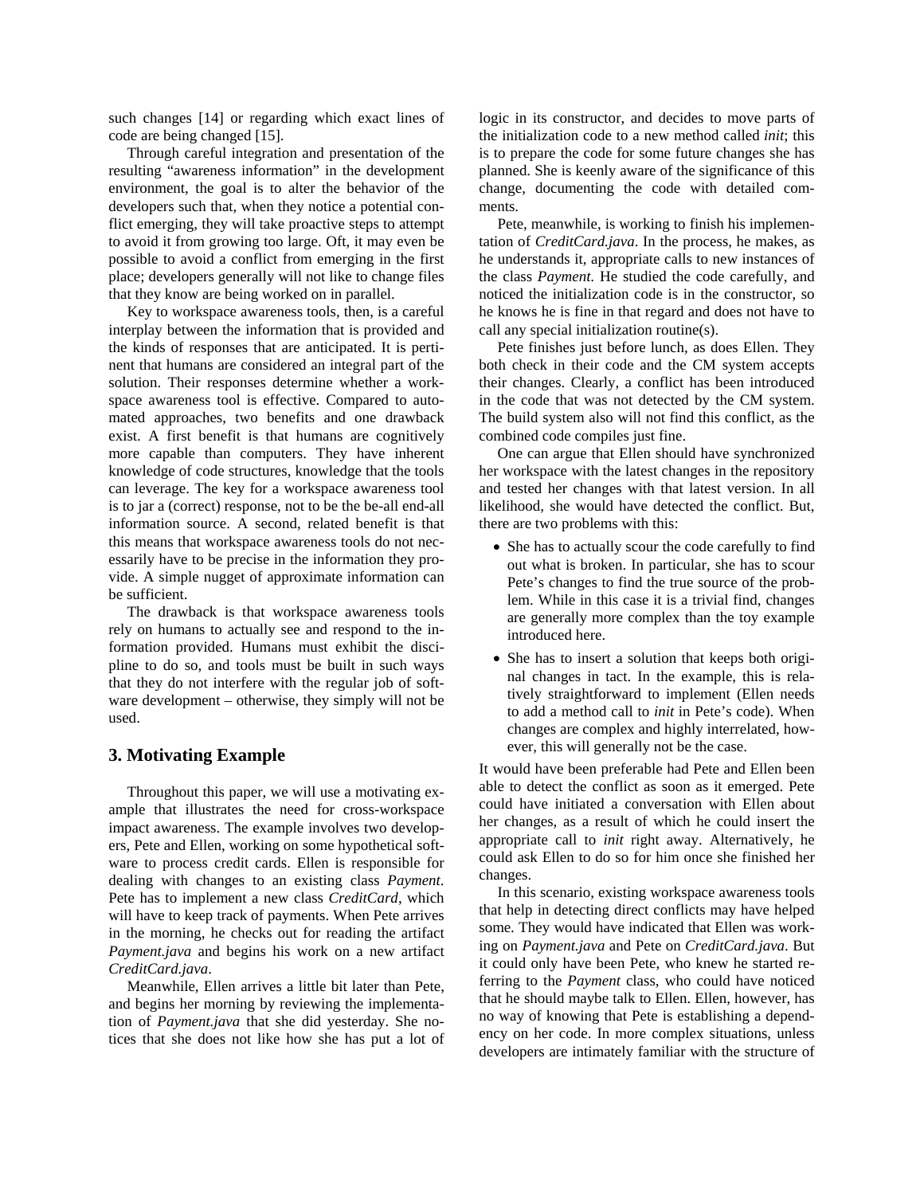such changes [14] or regarding which exact lines of code are being changed [15].

Through careful integration and presentation of the resulting "awareness information" in the development environment, the goal is to alter the behavior of the developers such that, when they notice a potential conflict emerging, they will take proactive steps to attempt to avoid it from growing too large. Oft, it may even be possible to avoid a conflict from emerging in the first place; developers generally will not like to change files that they know are being worked on in parallel.

Key to workspace awareness tools, then, is a careful interplay between the information that is provided and the kinds of responses that are anticipated. It is pertinent that humans are considered an integral part of the solution. Their responses determine whether a workspace awareness tool is effective. Compared to automated approaches, two benefits and one drawback exist. A first benefit is that humans are cognitively more capable than computers. They have inherent knowledge of code structures, knowledge that the tools can leverage. The key for a workspace awareness tool is to jar a (correct) response, not to be the be-all end-all information source. A second, related benefit is that this means that workspace awareness tools do not necessarily have to be precise in the information they provide. A simple nugget of approximate information can be sufficient.

The drawback is that workspace awareness tools rely on humans to actually see and respond to the information provided. Humans must exhibit the discipline to do so, and tools must be built in such ways that they do not interfere with the regular job of software development – otherwise, they simply will not be used.

## 3. Motivating Example

Throughout this paper, we will use a motivating example that illustrates the need for cross-workspace impact awareness. The example involves two developers, Pete and Ellen, working on some hypothetical software to process credit cards. Ellen is responsible for dealing with changes to an existing class *Payment*. Pete has to implement a new class *CreditCard*, which will have to keep track of payments. When Pete arrives in the morning, he checks out for reading the artifact *Payment.java* and begins his work on a new artifact *CreditCard.java*.

Meanwhile, Ellen arrives a little bit later than Pete, and begins her morning by reviewing the implementation of *Payment.java* that she did yesterday. She notices that she does not like how she has put a lot of logic in its constructor, and decides to move parts of the initialization code to a new method called *init*; this is to prepare the code for some future changes she has planned. She is keenly aware of the significance of this change, documenting the code with detailed comments.

Pete, meanwhile, is working to finish his implementation of *CreditCard.java*. In the process, he makes, as he understands it, appropriate calls to new instances of the class *Payment.* He studied the code carefully, and noticed the initialization code is in the constructor, so he knows he is fine in that regard and does not have to call any special initialization routine(s).

Pete finishes just before lunch, as does Ellen. They both check in their code and the CM system accepts their changes. Clearly, a conflict has been introduced in the code that was not detected by the CM system. The build system also will not find this conflict, as the combined code compiles just fine.

One can argue that Ellen should have synchronized her workspace with the latest changes in the repository and tested her changes with that latest version. In all likelihood, she would have detected the conflict. But, there are two problems with this:

- She has to actually scour the code carefully to find out what is broken. In particular, she has to scour Pete's changes to find the true source of the problem. While in this case it is a trivial find, changes are generally more complex than the toy example introduced here.
- She has to insert a solution that keeps both original changes in tact. In the example, this is relatively straightforward to implement (Ellen needs to add a method call to *init* in Pete's code). When changes are complex and highly interrelated, however, this will generally not be the case.

It would have been preferable had Pete and Ellen been able to detect the conflict as soon as it emerged. Pete could have initiated a conversation with Ellen about her changes, as a result of which he could insert the appropriate call to *init* right away. Alternatively, he could ask Ellen to do so for him once she finished her changes.

In this scenario, existing workspace awareness tools that help in detecting direct conflicts may have helped some. They would have indicated that Ellen was working on *Payment.java* and Pete on *CreditCard.java*. But it could only have been Pete, who knew he started referring to the *Payment* class, who could have noticed that he should maybe talk to Ellen. Ellen, however, has no way of knowing that Pete is establishing a dependency on her code. In more complex situations, unless developers are intimately familiar with the structure of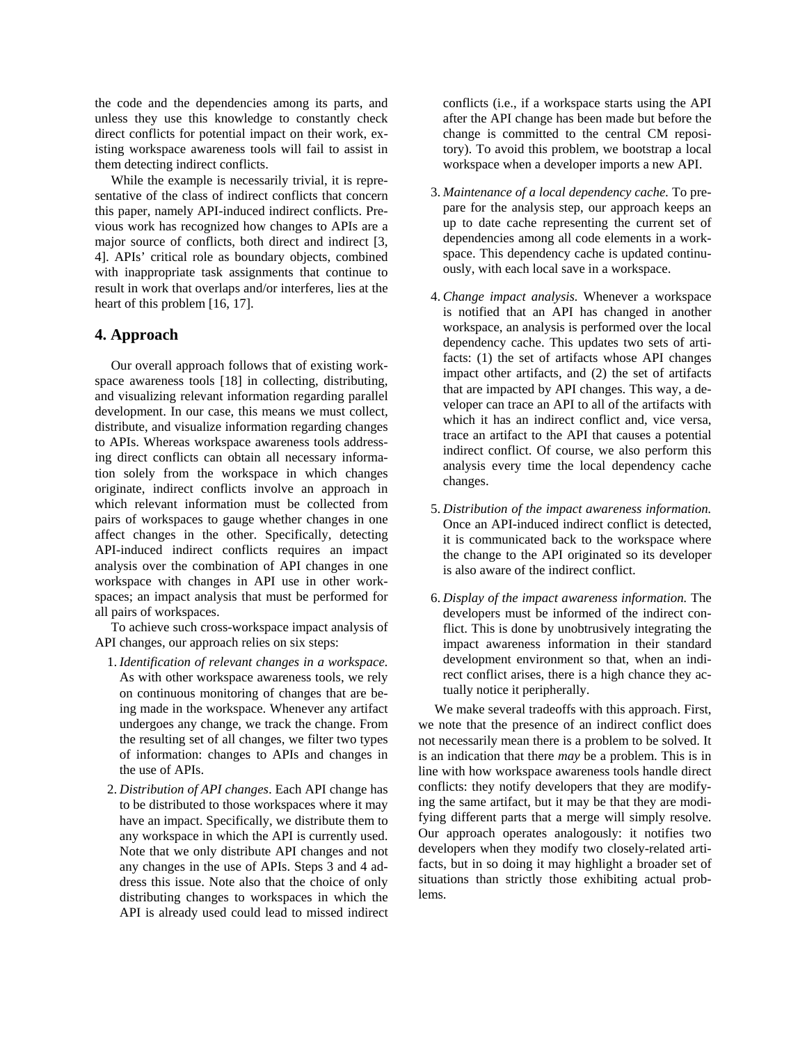the code and the dependencies among its parts, and unless they use this knowledge to constantly check direct conflicts for potential impact on their work, existing workspace awareness tools will fail to assist in them detecting indirect conflicts.

While the example is necessarily trivial, it is representative of the class of indirect conflicts that concern this paper, namely API-induced indirect conflicts. Previous work has recognized how changes to APIs are a major source of conflicts, both direct and indirect [3, 4]. APIs' critical role as boundary objects, combined with inappropriate task assignments that continue to result in work that overlaps and/or interferes, lies at the heart of this problem [16, 17].

## 4. Approach

Our overall approach follows that of existing workspace awareness tools [18] in collecting, distributing, and visualizing relevant information regarding parallel development. In our case, this means we must collect, distribute, and visualize information regarding changes to APIs. Whereas workspace awareness tools addressing direct conflicts can obtain all necessary information solely from the workspace in which changes originate, indirect conflicts involve an approach in which relevant information must be collected from pairs of workspaces to gauge whether changes in one affect changes in the other. Specifically, detecting API-induced indirect conflicts requires an impact analysis over the combination of API changes in one workspace with changes in API use in other workspaces; an impact analysis that must be performed for all pairs of workspaces.

To achieve such cross-workspace impact analysis of API changes, our approach relies on six steps:

1. *Identification of relevant changes in a workspace.* As with other workspace awareness tools, we rely on continuous monitoring of changes that are being made in the workspace. Whenever any artifact undergoes any change, we track the change. From the resulting set of all changes, we filter two types of information: changes to APIs and changes in the use of APIs.
2. *Distribution of API changes*. Each API change has to be distributed to those workspaces where it may have an impact. Specifically, we distribute them to any workspace in which the API is currently used. Note that we only distribute API changes and not any changes in the use of APIs. Steps 3 and 4 address this issue. Note also that the choice of only distributing changes to workspaces in which the API is already used could lead to missed indirect conflicts (i.e., if a workspace starts using the API after the API change has been made but before the change is committed to the central CM repository). To avoid this problem, we bootstrap a local workspace when a developer imports a new API.
3. *Maintenance of a local dependency cache.* To prepare for the analysis step, our approach keeps an up to date cache representing the current set of dependencies among all code elements in a workspace. This dependency cache is updated continuously, with each local save in a workspace.
4. *Change impact analysis.* Whenever a workspace is notified that an API has changed in another workspace, an analysis is performed over the local dependency cache. This updates two sets of artifacts: (1) the set of artifacts whose API changes impact other artifacts, and (2) the set of artifacts that are impacted by API changes. This way, a developer can trace an API to all of the artifacts with which it has an indirect conflict and, vice versa, trace an artifact to the API that causes a potential indirect conflict. Of course, we also perform this analysis every time the local dependency cache changes.
5. *Distribution of the impact awareness information.* Once an API-induced indirect conflict is detected, it is communicated back to the workspace where the change to the API originated so its developer is also aware of the indirect conflict.
6. *Display of the impact awareness information.* The developers must be informed of the indirect conflict. This is done by unobtrusively integrating the impact awareness information in their standard development environment so that, when an indirect conflict arises, there is a high chance they actually notice it peripherally.

We make several tradeoffs with this approach. First, we note that the presence of an indirect conflict does not necessarily mean there is a problem to be solved. It is an indication that there *may* be a problem. This is in line with how workspace awareness tools handle direct conflicts: they notify developers that they are modifying the same artifact, but it may be that they are modifying different parts that a merge will simply resolve. Our approach operates analogously: it notifies two developers when they modify two closely-related artifacts, but in so doing it may highlight a broader set of situations than strictly those exhibiting actual problems.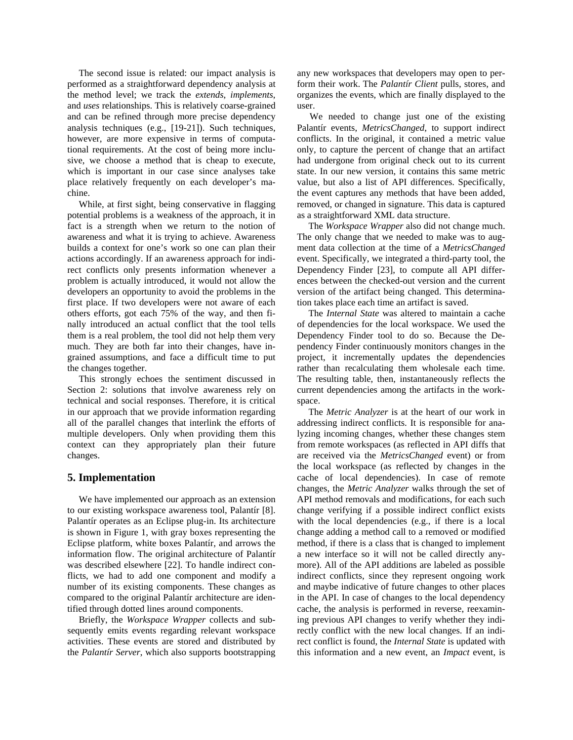The second issue is related: our impact analysis is performed as a straightforward dependency analysis at the method level; we track the *extends*, *implements*, and *uses* relationships. This is relatively coarse-grained and can be refined through more precise dependency analysis techniques (e.g., [19-21]). Such techniques, however, are more expensive in terms of computational requirements. At the cost of being more inclusive, we choose a method that is cheap to execute, which is important in our case since analyses take place relatively frequently on each developer's machine.

While, at first sight, being conservative in flagging potential problems is a weakness of the approach, it in fact is a strength when we return to the notion of awareness and what it is trying to achieve. Awareness builds a context for one's work so one can plan their actions accordingly. If an awareness approach for indirect conflicts only presents information whenever a problem is actually introduced, it would not allow the developers an opportunity to avoid the problems in the first place. If two developers were not aware of each others efforts, got each 75% of the way, and then finally introduced an actual conflict that the tool tells them is a real problem, the tool did not help them very much. They are both far into their changes, have ingrained assumptions, and face a difficult time to put the changes together.

This strongly echoes the sentiment discussed in Section 2: solutions that involve awareness rely on technical and social responses. Therefore, it is critical in our approach that we provide information regarding all of the parallel changes that interlink the efforts of multiple developers. Only when providing them this context can they appropriately plan their future changes.

## 5. Implementation

We have implemented our approach as an extension to our existing workspace awareness tool, Palantír [8]. Palantír operates as an Eclipse plug-in. Its architecture is shown in Figure 1, with gray boxes representing the Eclipse platform, white boxes Palantír, and arrows the information flow. The original architecture of Palantír was described elsewhere [22]. To handle indirect conflicts, we had to add one component and modify a number of its existing components. These changes as compared to the original Palantír architecture are identified through dotted lines around components.

Briefly, the *Workspace Wrapper* collects and subsequently emits events regarding relevant workspace activities. These events are stored and distributed by the *Palantír Server*, which also supports bootstrapping any new workspaces that developers may open to perform their work. The *Palantír Client* pulls, stores, and organizes the events, which are finally displayed to the user.

We needed to change just one of the existing Palantír events, *MetricsChanged*, to support indirect conflicts. In the original, it contained a metric value only, to capture the percent of change that an artifact had undergone from original check out to its current state. In our new version, it contains this same metric value, but also a list of API differences. Specifically, the event captures any methods that have been added, removed, or changed in signature. This data is captured as a straightforward XML data structure.

The *Workspace Wrapper* also did not change much. The only change that we needed to make was to augment data collection at the time of a *MetricsChanged* event. Specifically, we integrated a third-party tool, the Dependency Finder [23], to compute all API differences between the checked-out version and the current version of the artifact being changed. This determination takes place each time an artifact is saved.

The *Internal State* was altered to maintain a cache of dependencies for the local workspace. We used the Dependency Finder tool to do so. Because the Dependency Finder continuously monitors changes in the project, it incrementally updates the dependencies rather than recalculating them wholesale each time. The resulting table, then, instantaneously reflects the current dependencies among the artifacts in the workspace.

The *Metric Analyzer* is at the heart of our work in addressing indirect conflicts. It is responsible for analyzing incoming changes, whether these changes stem from remote workspaces (as reflected in API diffs that are received via the *MetricsChanged* event) or from the local workspace (as reflected by changes in the cache of local dependencies). In case of remote changes, the *Metric Analyzer* walks through the set of API method removals and modifications, for each such change verifying if a possible indirect conflict exists with the local dependencies (e.g., if there is a local change adding a method call to a removed or modified method, if there is a class that is changed to implement a new interface so it will not be called directly anymore). All of the API additions are labeled as possible indirect conflicts, since they represent ongoing work and maybe indicative of future changes to other places in the API. In case of changes to the local dependency cache, the analysis is performed in reverse, reexamining previous API changes to verify whether they indirectly conflict with the new local changes. If an indirect conflict is found, the *Internal State* is updated with this information and a new event, an *Impact* event, is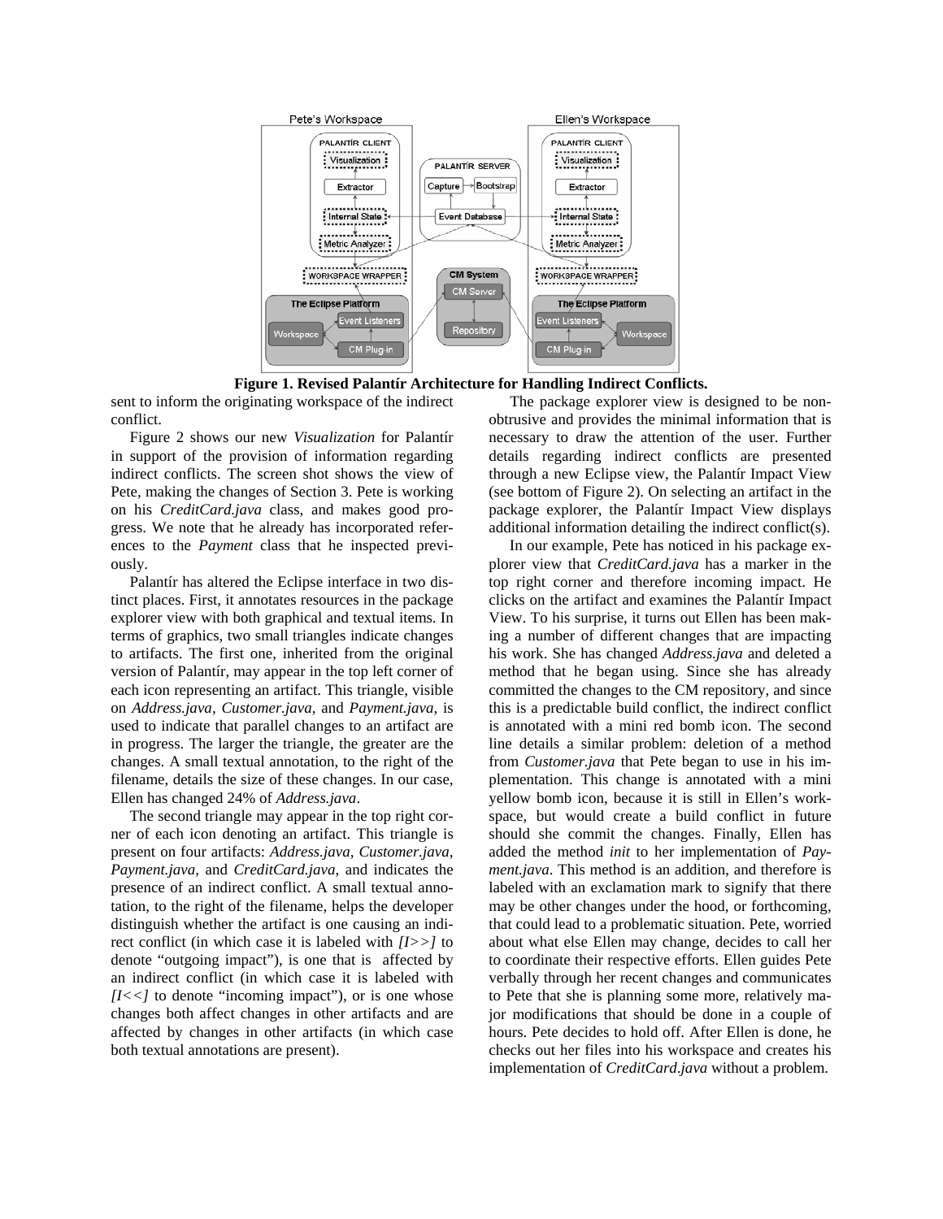**Figure 1. Revised Palantír Architecture for Handling Indirect Conflicts.**

sent to inform the originating workspace of the indirect conflict.

Figure 2 shows our new *Visualization* for Palantír in support of the provision of information regarding indirect conflicts. The screen shot shows the view of Pete, making the changes of Section 3. Pete is working on his *CreditCard.java* class, and makes good progress. We note that he already has incorporated references to the *Payment* class that he inspected previously.

Palantír has altered the Eclipse interface in two distinct places. First, it annotates resources in the package explorer view with both graphical and textual items. In terms of graphics, two small triangles indicate changes to artifacts. The first one, inherited from the original version of Palantír, may appear in the top left corner of each icon representing an artifact. This triangle, visible on *Address.java*, *Customer.java*, and *Payment.java,* is used to indicate that parallel changes to an artifact are in progress. The larger the triangle, the greater are the changes. A small textual annotation, to the right of the filename, details the size of these changes. In our case, Ellen has changed 24% of *Address.java*.

The second triangle may appear in the top right corner of each icon denoting an artifact. This triangle is present on four artifacts: *Address.java*, *Customer.java*, *Payment.java*, and *CreditCard.java*, and indicates the presence of an indirect conflict. A small textual annotation, to the right of the filename, helps the developer distinguish whether the artifact is one causing an indirect conflict (in which case it is labeled with *[I>>]* to denote "outgoing impact"), is one that is affected by an indirect conflict (in which case it is labeled with *[I<<]* to denote "incoming impact"), or is one whose changes both affect changes in other artifacts and are affected by changes in other artifacts (in which case both textual annotations are present).

The package explorer view is designed to be non-obtrusive and provides the minimal information that is necessary to draw the attention of the user. Further details regarding indirect conflicts are presented through a new Eclipse view, the Palantír Impact View (see bottom of Figure 2). On selecting an artifact in the package explorer, the Palantír Impact View displays additional information detailing the indirect conflict(s).

In our example, Pete has noticed in his package explorer view that *CreditCard.java* has a marker in the top right corner and therefore incoming impact. He clicks on the artifact and examines the Palantír Impact View. To his surprise, it turns out Ellen has been making a number of different changes that are impacting his work. She has changed *Address.java* and deleted a method that he began using. Since she has already committed the changes to the CM repository, and since this is a predictable build conflict, the indirect conflict is annotated with a mini red bomb icon. The second line details a similar problem: deletion of a method from *Customer.java* that Pete began to use in his implementation. This change is annotated with a mini yellow bomb icon, because it is still in Ellen's workspace, but would create a build conflict in future should she commit the changes. Finally, Ellen has added the method *init* to her implementation of *Payment.java*. This method is an addition, and therefore is labeled with an exclamation mark to signify that there may be other changes under the hood, or forthcoming, that could lead to a problematic situation. Pete, worried about what else Ellen may change, decides to call her to coordinate their respective efforts. Ellen guides Pete verbally through her recent changes and communicates to Pete that she is planning some more, relatively major modifications that should be done in a couple of hours. Pete decides to hold off. After Ellen is done, he checks out her files into his workspace and creates his implementation of *CreditCard.java* without a problem.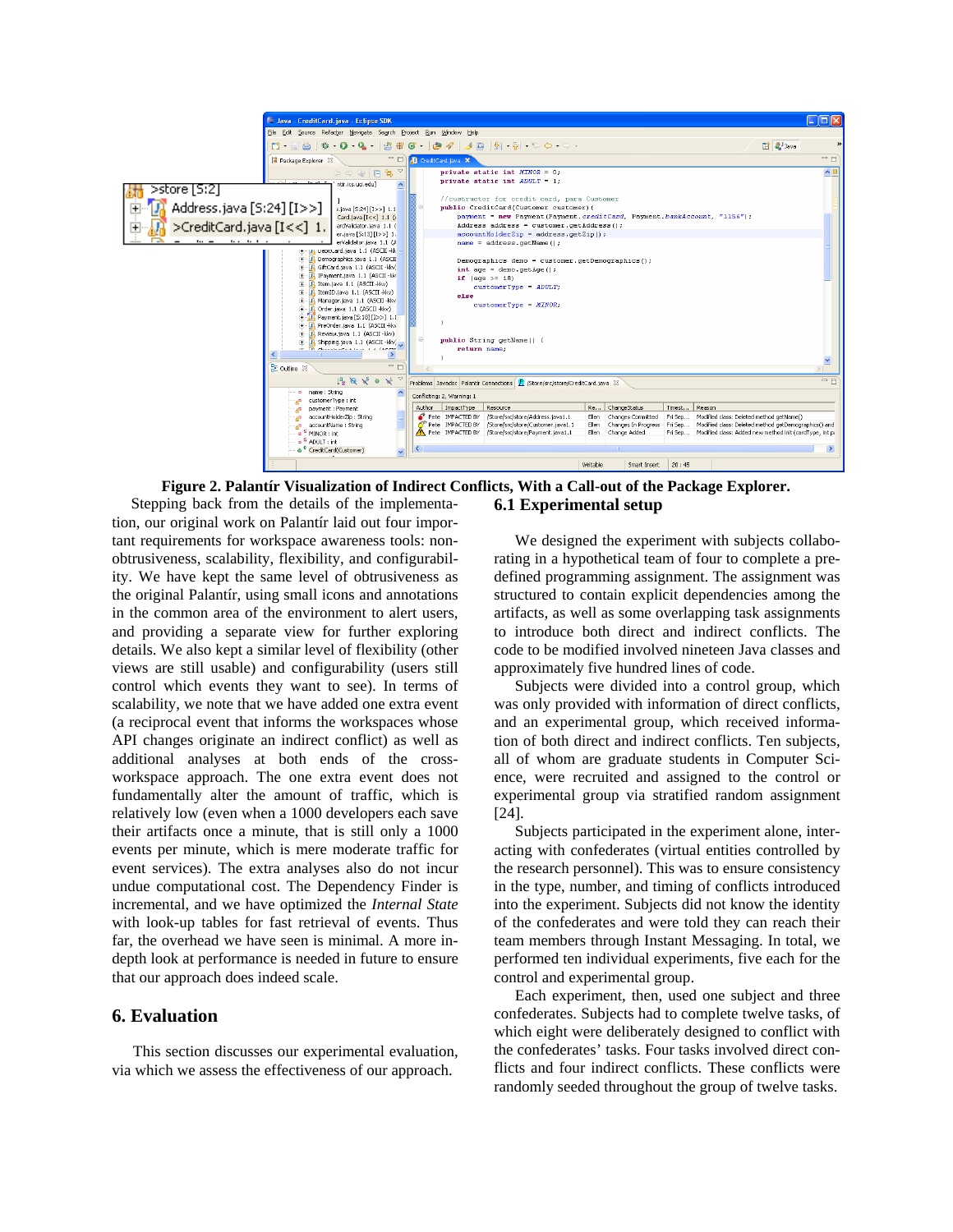**Figure 2. Palantír Visualization of Indirect Conflicts, With a Call-out of the Package Explorer.**

Stepping back from the details of the implementation, our original work on Palantír laid out four important requirements for workspace awareness tools: non-obtrusiveness, scalability, flexibility, and configurability. We have kept the same level of obtrusiveness as the original Palantír, using small icons and annotations in the common area of the environment to alert users, and providing a separate view for further exploring details. We also kept a similar level of flexibility (other views are still usable) and configurability (users still control which events they want to see). In terms of scalability, we note that we have added one extra event (a reciprocal event that informs the workspaces whose API changes originate an indirect conflict) as well as additional analyses at both ends of the cross-workspace approach. The one extra event does not fundamentally alter the amount of traffic, which is relatively low (even when a 1000 developers each save their artifacts once a minute, that is still only a 1000 events per minute, which is mere moderate traffic for event services). The extra analyses also do not incur undue computational cost. The Dependency Finder is incremental, and we have optimized the *Internal State* with look-up tables for fast retrieval of events. Thus far, the overhead we have seen is minimal. A more in-depth look at performance is needed in future to ensure that our approach does indeed scale.

## 6. Evaluation

This section discusses our experimental evaluation, via which we assess the effectiveness of our approach.

### 6.1 Experimental setup

We designed the experiment with subjects collaborating in a hypothetical team of four to complete a predefined programming assignment. The assignment was structured to contain explicit dependencies among the artifacts, as well as some overlapping task assignments to introduce both direct and indirect conflicts. The code to be modified involved nineteen Java classes and approximately five hundred lines of code.

Subjects were divided into a control group, which was only provided with information of direct conflicts, and an experimental group, which received information of both direct and indirect conflicts. Ten subjects, all of whom are graduate students in Computer Science, were recruited and assigned to the control or experimental group via stratified random assignment [24].

Subjects participated in the experiment alone, interacting with confederates (virtual entities controlled by the research personnel). This was to ensure consistency in the type, number, and timing of conflicts introduced into the experiment. Subjects did not know the identity of the confederates and were told they can reach their team members through Instant Messaging. In total, we performed ten individual experiments, five each for the control and experimental group.

Each experiment, then, used one subject and three confederates. Subjects had to complete twelve tasks, of which eight were deliberately designed to conflict with the confederates' tasks. Four tasks involved direct conflicts and four indirect conflicts. These conflicts were randomly seeded throughout the group of twelve tasks.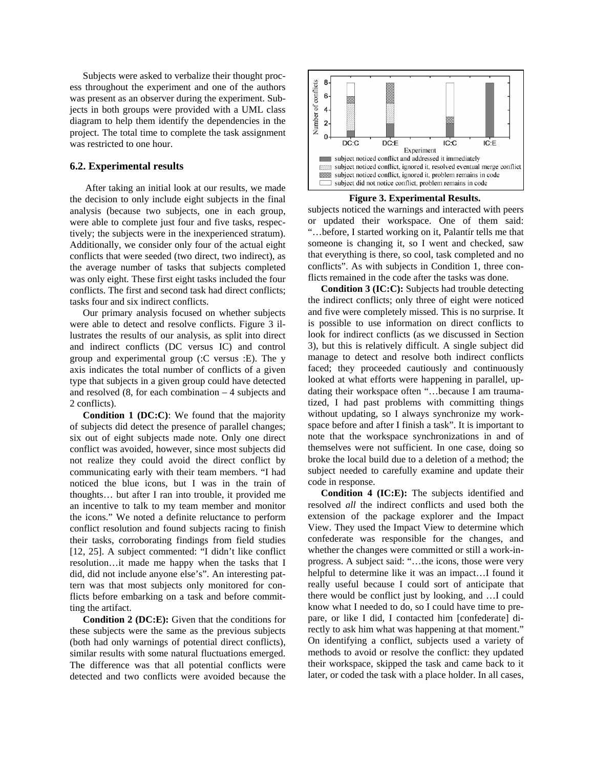Subjects were asked to verbalize their thought process throughout the experiment and one of the authors was present as an observer during the experiment. Subjects in both groups were provided with a UML class diagram to help them identify the dependencies in the project. The total time to complete the task assignment was restricted to one hour.

### 6.2. Experimental results

After taking an initial look at our results, we made the decision to only include eight subjects in the final analysis (because two subjects, one in each group, were able to complete just four and five tasks, respectively; the subjects were in the inexperienced stratum). Additionally, we consider only four of the actual eight conflicts that were seeded (two direct, two indirect), as the average number of tasks that subjects completed was only eight. These first eight tasks included the four conflicts. The first and second task had direct conflicts; tasks four and six indirect conflicts.

Our primary analysis focused on whether subjects were able to detect and resolve conflicts. Figure 3 illustrates the results of our analysis, as split into direct and indirect conflicts (DC versus IC) and control group and experimental group (:C versus :E). The y axis indicates the total number of conflicts of a given type that subjects in a given group could have detected and resolved (8, for each combination – 4 subjects and 2 conflicts).

**Condition 1 (DC:C)**: We found that the majority of subjects did detect the presence of parallel changes; six out of eight subjects made note. Only one direct conflict was avoided, however, since most subjects did not realize they could avoid the direct conflict by communicating early with their team members. "I had noticed the blue icons, but I was in the train of thoughts… but after I ran into trouble, it provided me an incentive to talk to my team member and monitor the icons." We noted a definite reluctance to perform conflict resolution and found subjects racing to finish their tasks, corroborating findings from field studies [12, 25]. A subject commented: "I didn't like conflict resolution…it made me happy when the tasks that I did, did not include anyone else's". An interesting pattern was that most subjects only monitored for conflicts before embarking on a task and before committing the artifact.

**Condition 2 (DC:E):** Given that the conditions for these subjects were the same as the previous subjects (both had only warnings of potential direct conflicts), similar results with some natural fluctuations emerged. The difference was that all potential conflicts were detected and two conflicts were avoided because the subjects noticed the warnings and interacted with peers or updated their workspace. One of them said: "…before, I started working on it, Palantír tells me that someone is changing it, so I went and checked, saw that everything is there, so cool, task completed and no conflicts". As with subjects in Condition 1, three conflicts remained in the code after the tasks was done.

**Figure 3. Experimental Results.**

**Condition 3 (IC:C):** Subjects had trouble detecting the indirect conflicts; only three of eight were noticed and five were completely missed. This is no surprise. It is possible to use information on direct conflicts to look for indirect conflicts (as we discussed in Section 3), but this is relatively difficult. A single subject did manage to detect and resolve both indirect conflicts faced; they proceeded cautiously and continuously looked at what efforts were happening in parallel, updating their workspace often "…because I am traumatized, I had past problems with committing things without updating, so I always synchronize my workspace before and after I finish a task". It is important to note that the workspace synchronizations in and of themselves were not sufficient. In one case, doing so broke the local build due to a deletion of a method; the subject needed to carefully examine and update their code in response.

**Condition 4 (IC:E):** The subjects identified and resolved *all* the indirect conflicts and used both the extension of the package explorer and the Impact View. They used the Impact View to determine which confederate was responsible for the changes, and whether the changes were committed or still a work-in-progress. A subject said: "…the icons, those were very helpful to determine like it was an impact…I found it really useful because I could sort of anticipate that there would be conflict just by looking, and …I could know what I needed to do, so I could have time to prepare, or like I did, I contacted him [confederate] directly to ask him what was happening at that moment." On identifying a conflict, subjects used a variety of methods to avoid or resolve the conflict: they updated their workspace, skipped the task and came back to it later, or coded the task with a place holder. In all cases,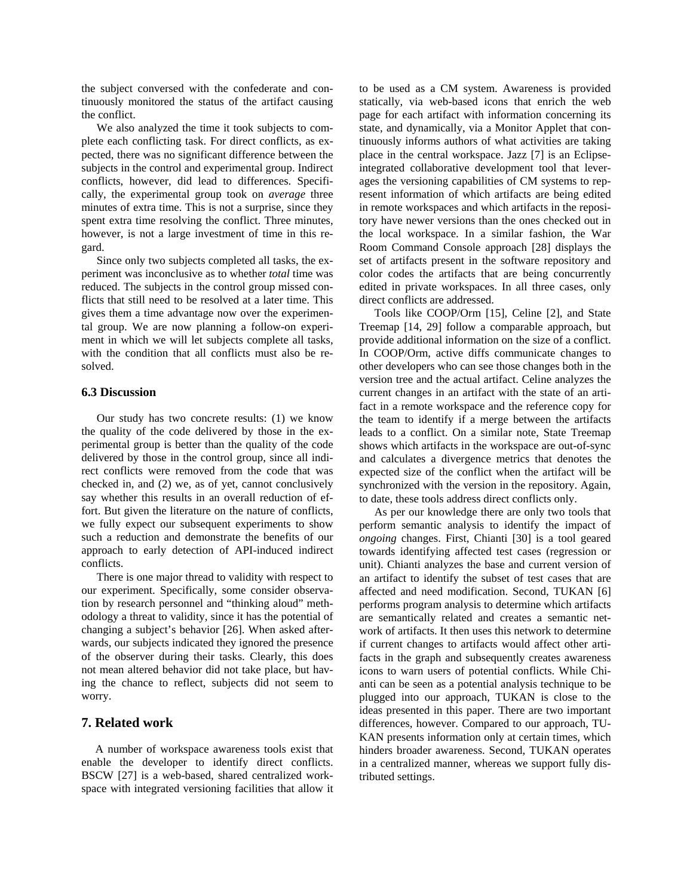the subject conversed with the confederate and continuously monitored the status of the artifact causing the conflict.

We also analyzed the time it took subjects to complete each conflicting task. For direct conflicts, as expected, there was no significant difference between the subjects in the control and experimental group. Indirect conflicts, however, did lead to differences. Specifically, the experimental group took on *average* three minutes of extra time. This is not a surprise, since they spent extra time resolving the conflict. Three minutes, however, is not a large investment of time in this regard.

Since only two subjects completed all tasks, the experiment was inconclusive as to whether *total* time was reduced. The subjects in the control group missed conflicts that still need to be resolved at a later time. This gives them a time advantage now over the experimental group. We are now planning a follow-on experiment in which we will let subjects complete all tasks, with the condition that all conflicts must also be resolved.

### 6.3 Discussion

Our study has two concrete results: (1) we know the quality of the code delivered by those in the experimental group is better than the quality of the code delivered by those in the control group, since all indirect conflicts were removed from the code that was checked in, and (2) we, as of yet, cannot conclusively say whether this results in an overall reduction of effort. But given the literature on the nature of conflicts, we fully expect our subsequent experiments to show such a reduction and demonstrate the benefits of our approach to early detection of API-induced indirect conflicts.

There is one major thread to validity with respect to our experiment. Specifically, some consider observation by research personnel and "thinking aloud" methodology a threat to validity, since it has the potential of changing a subject's behavior [26]. When asked afterwards, our subjects indicated they ignored the presence of the observer during their tasks. Clearly, this does not mean altered behavior did not take place, but having the chance to reflect, subjects did not seem to worry.

## 7. Related work

A number of workspace awareness tools exist that enable the developer to identify direct conflicts. BSCW [27] is a web-based, shared centralized workspace with integrated versioning facilities that allow it to be used as a CM system. Awareness is provided statically, via web-based icons that enrich the web page for each artifact with information concerning its state, and dynamically, via a Monitor Applet that continuously informs authors of what activities are taking place in the central workspace. Jazz [7] is an Eclipse-integrated collaborative development tool that leverages the versioning capabilities of CM systems to represent information of which artifacts are being edited in remote workspaces and which artifacts in the repository have newer versions than the ones checked out in the local workspace. In a similar fashion, the War Room Command Console approach [28] displays the set of artifacts present in the software repository and color codes the artifacts that are being concurrently edited in private workspaces. In all three cases, only direct conflicts are addressed.

Tools like COOP/Orm [15], Celine [2], and State Treemap [14, 29] follow a comparable approach, but provide additional information on the size of a conflict. In COOP/Orm, active diffs communicate changes to other developers who can see those changes both in the version tree and the actual artifact. Celine analyzes the current changes in an artifact with the state of an artifact in a remote workspace and the reference copy for the team to identify if a merge between the artifacts leads to a conflict. On a similar note, State Treemap shows which artifacts in the workspace are out-of-sync and calculates a divergence metrics that denotes the expected size of the conflict when the artifact will be synchronized with the version in the repository. Again, to date, these tools address direct conflicts only.

As per our knowledge there are only two tools that perform semantic analysis to identify the impact of *ongoing* changes. First, Chianti [30] is a tool geared towards identifying affected test cases (regression or unit). Chianti analyzes the base and current version of an artifact to identify the subset of test cases that are affected and need modification. Second, TUKAN [6] performs program analysis to determine which artifacts are semantically related and creates a semantic network of artifacts. It then uses this network to determine if current changes to artifacts would affect other artifacts in the graph and subsequently creates awareness icons to warn users of potential conflicts. While Chianti can be seen as a potential analysis technique to be plugged into our approach, TUKAN is close to the ideas presented in this paper. There are two important differences, however. Compared to our approach, TUKAN presents information only at certain times, which hinders broader awareness. Second, TUKAN operates in a centralized manner, whereas we support fully distributed settings.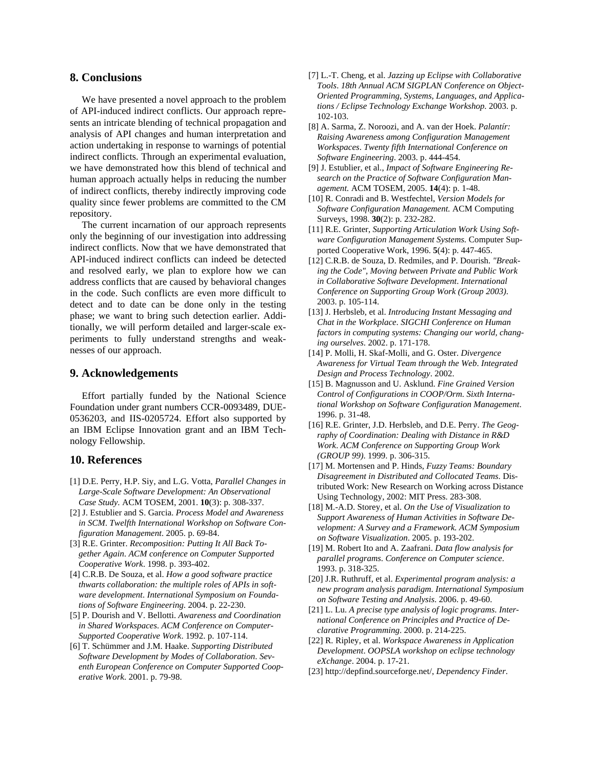## 8. Conclusions

We have presented a novel approach to the problem of API-induced indirect conflicts. Our approach represents an intricate blending of technical propagation and analysis of API changes and human interpretation and action undertaking in response to warnings of potential indirect conflicts. Through an experimental evaluation, we have demonstrated how this blend of technical and human approach actually helps in reducing the number of indirect conflicts, thereby indirectly improving code quality since fewer problems are committed to the CM repository.

The current incarnation of our approach represents only the beginning of our investigation into addressing indirect conflicts. Now that we have demonstrated that API-induced indirect conflicts can indeed be detected and resolved early, we plan to explore how we can address conflicts that are caused by behavioral changes in the code. Such conflicts are even more difficult to detect and to date can be done only in the testing phase; we want to bring such detection earlier. Additionally, we will perform detailed and larger-scale experiments to fully understand strengths and weaknesses of our approach.

## 9. Acknowledgements

Effort partially funded by the National Science Foundation under grant numbers CCR-0093489, DUE-0536203, and IIS-0205724. Effort also supported by an IBM Eclipse Innovation grant and an IBM Technology Fellowship.

## 10. References

[1] D.E. Perry, H.P. Siy, and L.G. Votta, *Parallel Changes in Large-Scale Software Development: An Observational Case Study.* ACM TOSEM, 2001. **10**(3): p. 308-337.

[2] J. Estublier and S. Garcia. *Process Model and Awareness in SCM*. *Twelfth International Workshop on Software Configuration Management*. 2005. p. 69-84.

[3] R.E. Grinter. *Recomposition: Putting It All Back Together Again*. *ACM conference on Computer Supported Cooperative Work*. 1998. p. 393-402.

[4] C.R.B. De Souza, et al. *How a good software practice thwarts collaboration: the multiple roles of APIs in software development*. *International Symposium on Foundations of Software Engineering*. 2004. p. 22-230.

[5] P. Dourish and V. Bellotti. *Awareness and Coordination in Shared Workspaces*. *ACM Conference on Computer-Supported Cooperative Work*. 1992. p. 107-114.

[6] T. Schümmer and J.M. Haake. *Supporting Distributed Software Development by Modes of Collaboration*. *Seventh European Conference on Computer Supported Cooperative Work*. 2001. p. 79-98.

[7] L.-T. Cheng, et al. *Jazzing up Eclipse with Collaborative Tools*. *18th Annual ACM SIGPLAN Conference on Object-Oriented Programming, Systems, Languages, and Applications / Eclipse Technology Exchange Workshop*. 2003. p. 102-103.

[8] A. Sarma, Z. Noroozi, and A. van der Hoek. *Palantír: Raising Awareness among Configuration Management Workspaces*. *Twenty fifth International Conference on Software Engineering*. 2003. p. 444-454.

[9] J. Estublier, et al., *Impact of Software Engineering Research on the Practice of Software Configuration Management.* ACM TOSEM, 2005. **14**(4): p. 1-48.

[10] R. Conradi and B. Westfechtel, *Version Models for Software Configuration Management.* ACM Computing Surveys, 1998. **30**(2): p. 232-282.

[11] R.E. Grinter, *Supporting Articulation Work Using Software Configuration Management Systems.* Computer Supported Cooperative Work, 1996. **5**(4): p. 447-465.

[12] C.R.B. de Souza, D. Redmiles, and P. Dourish. *"Breaking the Code", Moving between Private and Public Work in Collaborative Software Development*. *International Conference on Supporting Group Work (Group 2003)*. 2003. p. 105-114.

[13] J. Herbsleb, et al. *Introducing Instant Messaging and Chat in the Workplace*. *SIGCHI Conference on Human factors in computing systems: Changing our world, changing ourselves*. 2002. p. 171-178.

[14] P. Molli, H. Skaf-Molli, and G. Oster. *Divergence Awareness for Virtual Team through the Web*. *Integrated Design and Process Technology*. 2002.

[15] B. Magnusson and U. Asklund. *Fine Grained Version Control of Configurations in COOP/Orm*. *Sixth International Workshop on Software Configuration Management*. 1996. p. 31-48.

[16] R.E. Grinter, J.D. Herbsleb, and D.E. Perry. *The Geography of Coordination: Dealing with Distance in R&D Work*. *ACM Conference on Supporting Group Work (GROUP 99)*. 1999. p. 306-315.

[17] M. Mortensen and P. Hinds, *Fuzzy Teams: Boundary Disagreement in Distributed and Collocated Teams*. Distributed Work: New Research on Working across Distance Using Technology, 2002: MIT Press. 283-308.

[18] M.-A.D. Storey, et al. *On the Use of Visualization to Support Awareness of Human Activities in Software Development: A Survey and a Framework. ACM Symposium on Software Visualization*. 2005. p. 193-202.

[19] M. Robert Ito and A. Zaafrani. *Data flow analysis for parallel programs*. *Conference on Computer science*. 1993. p. 318-325.

[20] J.R. Ruthruff, et al. *Experimental program analysis: a new program analysis paradigm*. *International Symposium on Software Testing and Analysis*. 2006. p. 49-60.

[21] L. Lu. *A precise type analysis of logic programs*. *International Conference on Principles and Practice of Declarative Programming*. 2000. p. 214-225.

[22] R. Ripley, et al. *Workspace Awareness in Application Development*. *OOPSLA workshop on eclipse technology eXchange*. 2004. p. 17-21.

[23] http://depfind.sourceforge.net/, *Dependency Finder*.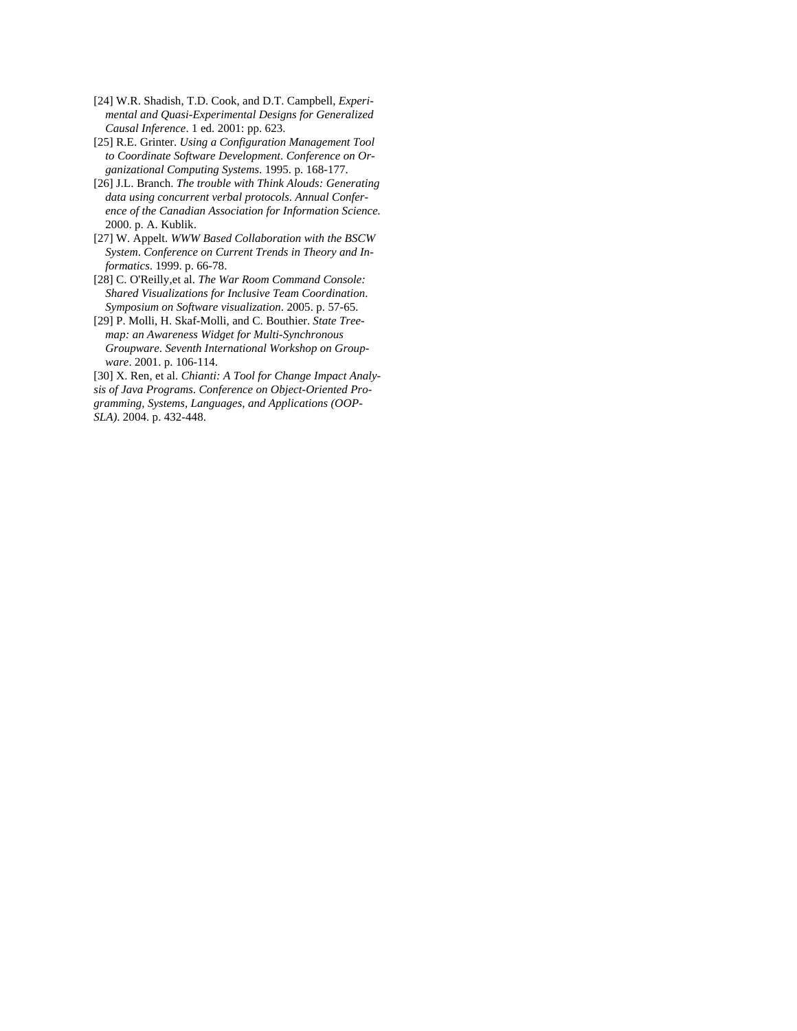[24] W.R. Shadish, T.D. Cook, and D.T. Campbell, *Experimental and Quasi-Experimental Designs for Generalized Causal Inference*. 1 ed. 2001: pp. 623.

[25] R.E. Grinter. *Using a Configuration Management Tool to Coordinate Software Development*. *Conference on Organizational Computing Systems*. 1995. p. 168-177.

[26] J.L. Branch. *The trouble with Think Alouds: Generating data using concurrent verbal protocols*. *Annual Conference of the Canadian Association for Information Science.* 2000. p. A. Kublik.

[27] W. Appelt. *WWW Based Collaboration with the BSCW System*. *Conference on Current Trends in Theory and Informatics*. 1999. p. 66-78.

[28] C. O'Reilly,et al. *The War Room Command Console: Shared Visualizations for Inclusive Team Coordination*. *Symposium on Software visualization*. 2005. p. 57-65.

[29] P. Molli, H. Skaf-Molli, and C. Bouthier. *State Treemap: an Awareness Widget for Multi-Synchronous Groupware*. *Seventh International Workshop on Groupware*. 2001. p. 106-114.

[30] X. Ren, et al. *Chianti: A Tool for Change Impact Analysis of Java Programs*. *Conference on Object-Oriented Programming, Systems, Languages, and Applications (OOPSLA)*. 2004. p. 432-448.